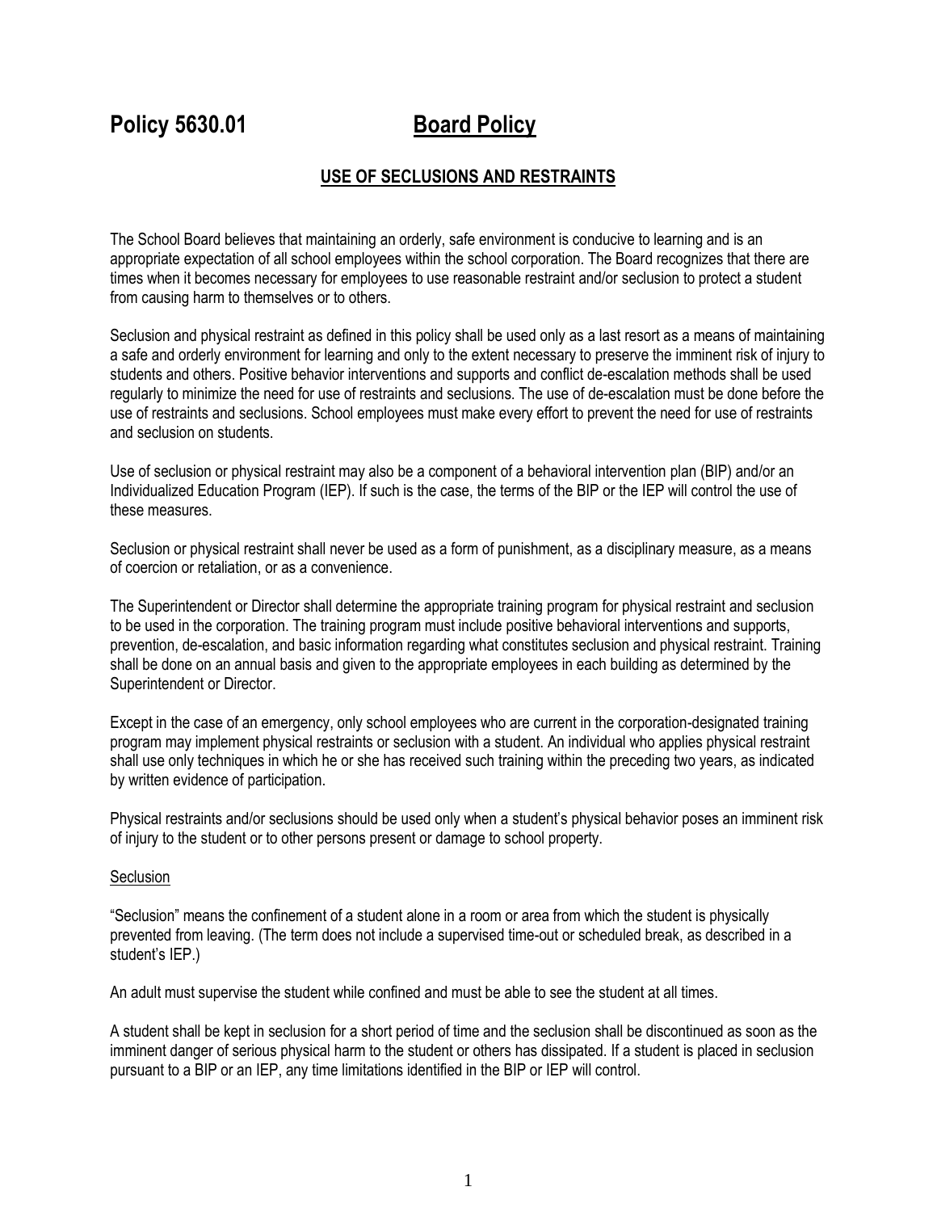# Policy 5630.01 **Board Policy**

## USE OF SECLUSIONS AND RESTRAINTS

The School Board believes that maintaining an orderly, safe environment is conducive to learning and is an appropriate expectation of all school employees within the school corporation. The Board recognizes that there are times when it becomes necessary for employees to use reasonable restraint and/or seclusion to protect a student from causing harm to themselves or to others.

Seclusion and physical restraint as defined in this policy shall be used only as a last resort as a means of maintaining a safe and orderly environment for learning and only to the extent necessary to preserve the imminent risk of injury to students and others. Positive behavior interventions and supports and conflict de-escalation methods shall be used regularly to minimize the need for use of restraints and seclusions. The use of de-escalation must be done before the use of restraints and seclusions. School employees must make every effort to prevent the need for use of restraints and seclusion on students.

Use of seclusion or physical restraint may also be a component of a behavioral intervention plan (BIP) and/or an Individualized Education Program (IEP). If such is the case, the terms of the BIP or the IEP will control the use of these measures.

Seclusion or physical restraint shall never be used as a form of punishment, as a disciplinary measure, as a means of coercion or retaliation, or as a convenience.

The Superintendent or Director shall determine the appropriate training program for physical restraint and seclusion to be used in the corporation. The training program must include positive behavioral interventions and supports, prevention, de-escalation, and basic information regarding what constitutes seclusion and physical restraint. Training shall be done on an annual basis and given to the appropriate employees in each building as determined by the Superintendent or Director.

Except in the case of an emergency, only school employees who are current in the corporation-designated training program may implement physical restraints or seclusion with a student. An individual who applies physical restraint shall use only techniques in which he or she has received such training within the preceding two years, as indicated by written evidence of participation.

Physical restraints and/or seclusions should be used only when a student's physical behavior poses an imminent risk of injury to the student or to other persons present or damage to school property.

### Seclusion

"Seclusion" means the confinement of a student alone in a room or area from which the student is physically prevented from leaving. (The term does not include a supervised time-out or scheduled break, as described in a student's IEP.)

An adult must supervise the student while confined and must be able to see the student at all times.

A student shall be kept in seclusion for a short period of time and the seclusion shall be discontinued as soon as the imminent danger of serious physical harm to the student or others has dissipated. If a student is placed in seclusion pursuant to a BIP or an IEP, any time limitations identified in the BIP or IEP will control.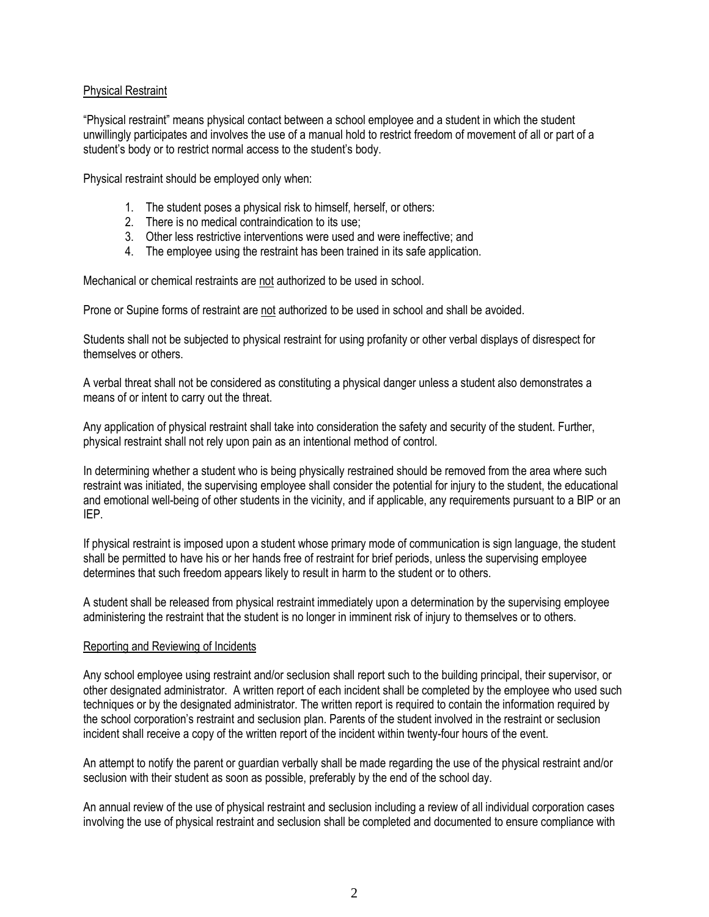Physical Restraint

"Physical restraint" means physical contact between a school employee and a student in which the student unwillingly participates and involves the use of a manual hold to restrict freedom of movement of all or part of a student's body or to restrict normal access to the student's body.

Physical restraint should be employed only when:

1. The student poses a physical risk to himself, herself, or others:
2. There is no medical contraindication to its use;
3. Other less restrictive interventions were used and were ineffective; and
4. The employee using the restraint has been trained in its safe application.

Mechanical or chemical restraints are not authorized to be used in school.

Prone or Supine forms of restraint are not authorized to be used in school and shall be avoided.

Students shall not be subjected to physical restraint for using profanity or other verbal displays of disrespect for themselves or others.

A verbal threat shall not be considered as constituting a physical danger unless a student also demonstrates a means of or intent to carry out the threat.

Any application of physical restraint shall take into consideration the safety and security of the student. Further, physical restraint shall not rely upon pain as an intentional method of control.

In determining whether a student who is being physically restrained should be removed from the area where such restraint was initiated, the supervising employee shall consider the potential for injury to the student, the educational and emotional well-being of other students in the vicinity, and if applicable, any requirements pursuant to a BIP or an IEP.

If physical restraint is imposed upon a student whose primary mode of communication is sign language, the student shall be permitted to have his or her hands free of restraint for brief periods, unless the supervising employee determines that such freedom appears likely to result in harm to the student or to others.

A student shall be released from physical restraint immediately upon a determination by the supervising employee administering the restraint that the student is no longer in imminent risk of injury to themselves or to others.

Reporting and Reviewing of Incidents

Any school employee using restraint and/or seclusion shall report such to the building principal, their supervisor, or other designated administrator. A written report of each incident shall be completed by the employee who used such techniques or by the designated administrator. The written report is required to contain the information required by the school corporation's restraint and seclusion plan. Parents of the student involved in the restraint or seclusion incident shall receive a copy of the written report of the incident within twenty-four hours of the event.

An attempt to notify the parent or guardian verbally shall be made regarding the use of the physical restraint and/or seclusion with their student as soon as possible, preferably by the end of the school day.

An annual review of the use of physical restraint and seclusion including a review of all individual corporation cases involving the use of physical restraint and seclusion shall be completed and documented to ensure compliance with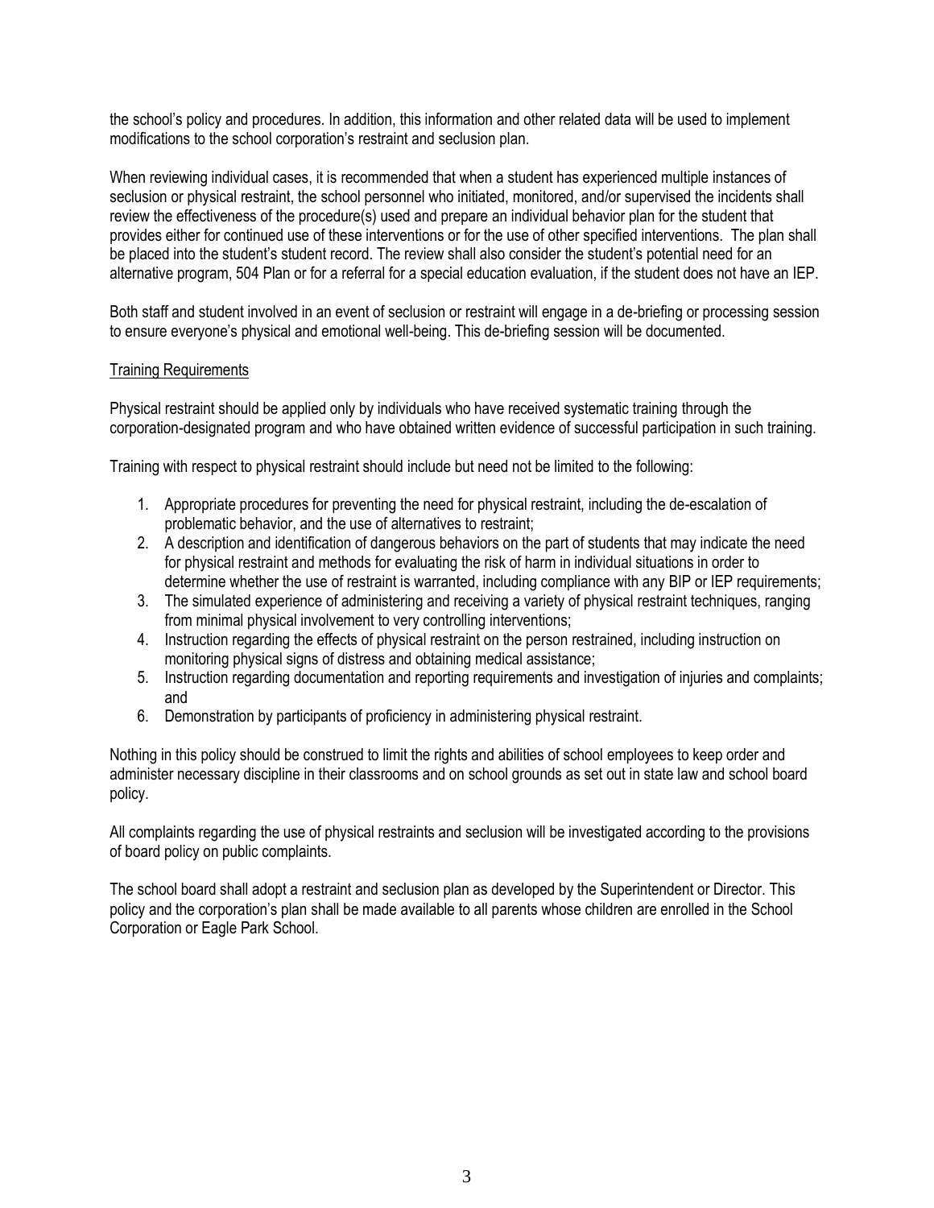the school's policy and procedures. In addition, this information and other related data will be used to implement modifications to the school corporation's restraint and seclusion plan.

When reviewing individual cases, it is recommended that when a student has experienced multiple instances of seclusion or physical restraint, the school personnel who initiated, monitored, and/or supervised the incidents shall review the effectiveness of the procedure(s) used and prepare an individual behavior plan for the student that provides either for continued use of these interventions or for the use of other specified interventions. The plan shall be placed into the student's student record. The review shall also consider the student's potential need for an alternative program, 504 Plan or for a referral for a special education evaluation, if the student does not have an IEP.

Both staff and student involved in an event of seclusion or restraint will engage in a de-briefing or processing session to ensure everyone's physical and emotional well-being. This de-briefing session will be documented.

Training Requirements

Physical restraint should be applied only by individuals who have received systematic training through the corporation-designated program and who have obtained written evidence of successful participation in such training.

Training with respect to physical restraint should include but need not be limited to the following:

1. Appropriate procedures for preventing the need for physical restraint, including the de-escalation of problematic behavior, and the use of alternatives to restraint;
2. A description and identification of dangerous behaviors on the part of students that may indicate the need for physical restraint and methods for evaluating the risk of harm in individual situations in order to determine whether the use of restraint is warranted, including compliance with any BIP or IEP requirements;
3. The simulated experience of administering and receiving a variety of physical restraint techniques, ranging from minimal physical involvement to very controlling interventions;
4. Instruction regarding the effects of physical restraint on the person restrained, including instruction on monitoring physical signs of distress and obtaining medical assistance;
5. Instruction regarding documentation and reporting requirements and investigation of injuries and complaints; and
6. Demonstration by participants of proficiency in administering physical restraint.

Nothing in this policy should be construed to limit the rights and abilities of school employees to keep order and administer necessary discipline in their classrooms and on school grounds as set out in state law and school board policy.

All complaints regarding the use of physical restraints and seclusion will be investigated according to the provisions of board policy on public complaints.

The school board shall adopt a restraint and seclusion plan as developed by the Superintendent or Director. This policy and the corporation's plan shall be made available to all parents whose children are enrolled in the School Corporation or Eagle Park School.